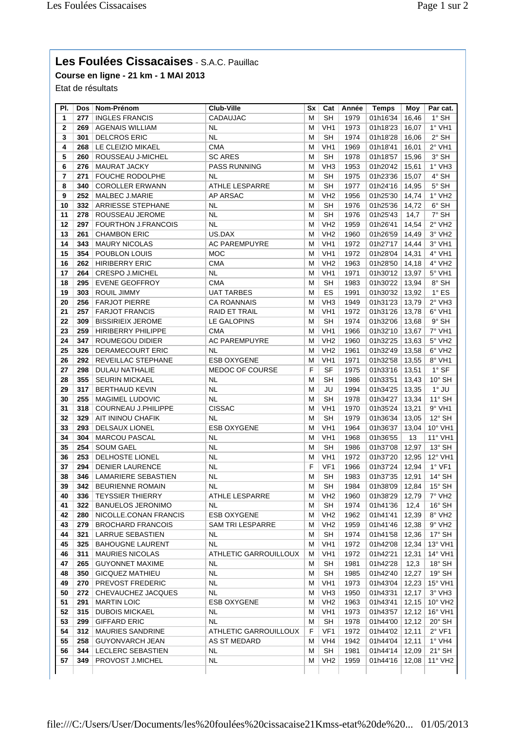# Les Foulées Cissacaises - S.A.C. Pauillac

**Course en ligne - 21 km - 1 MAI 2013**

Etat de résultats

| Pl. | Dos | Nom-Prénom | Club-Ville | Sx | Cat | Année | Temps | Moy | Par cat. |
|---|---|---|---|---|---|---|---|---|---|
| 1 | 277 | INGLES FRANCIS | CADAUJAC | M | SH | 1979 | 01h16'34 | 16,46 | 1° SH |
| 2 | 269 | AGENAIS WILLIAM | NL | M | VH1 | 1973 | 01h18'23 | 16,07 | 1° VH1 |
| 3 | 301 | DELCROS ERIC | NL | M | SH | 1974 | 01h18'28 | 16,06 | 2° SH |
| 4 | 268 | LE CLEIZIO MIKAEL | CMA | M | VH1 | 1969 | 01h18'41 | 16,01 | 2° VH1 |
| 5 | 260 | ROUSSEAU J-MICHEL | SC ARES | M | SH | 1978 | 01h18'57 | 15,96 | 3° SH |
| 6 | 276 | MAURAT JACKY | PASS RUNNING | M | VH3 | 1953 | 01h20'42 | 15,61 | 1° VH3 |
| 7 | 271 | FOUCHE RODOLPHE | NL | M | SH | 1975 | 01h23'36 | 15,07 | 4° SH |
| 8 | 340 | COROLLER ERWANN | ATHLE LESPARRE | M | SH | 1977 | 01h24'16 | 14,95 | 5° SH |
| 9 | 252 | MALBEC J.MARIE | AP ARSAC | M | VH2 | 1956 | 01h25'30 | 14,74 | 1° VH2 |
| 10 | 332 | ARRIESSE STEPHANE | NL | M | SH | 1976 | 01h25'36 | 14,72 | 6° SH |
| 11 | 278 | ROUSSEAU JEROME | NL | M | SH | 1976 | 01h25'43 | 14,7 | 7° SH |
| 12 | 297 | FOURTHON J.FRANCOIS | NL | M | VH2 | 1959 | 01h26'41 | 14,54 | 2° VH2 |
| 13 | 261 | CHAMBON ERIC | US.DAX | M | VH2 | 1960 | 01h26'59 | 14,49 | 3° VH2 |
| 14 | 343 | MAURY NICOLAS | AC PAREMPUYRE | M | VH1 | 1972 | 01h27'17 | 14,44 | 3° VH1 |
| 15 | 354 | POUBLON LOUIS | MOC | M | VH1 | 1972 | 01h28'04 | 14,31 | 4° VH1 |
| 16 | 262 | HIRIBERRY ERIC | CMA | M | VH2 | 1963 | 01h28'50 | 14,18 | 4° VH2 |
| 17 | 264 | CRESPO J.MICHEL | NL | M | VH1 | 1971 | 01h30'12 | 13,97 | 5° VH1 |
| 18 | 295 | EVENE GEOFFROY | CMA | M | SH | 1983 | 01h30'22 | 13,94 | 8° SH |
| 19 | 303 | ROUIL JIMMY | UAT TARBES | M | ES | 1991 | 01h30'32 | 13,92 | 1° ES |
| 20 | 256 | FARJOT PIERRE | CA ROANNAIS | M | VH3 | 1949 | 01h31'23 | 13,79 | 2° VH3 |
| 21 | 257 | FARJOT FRANCIS | RAID ET TRAIL | M | VH1 | 1972 | 01h31'26 | 13,78 | 6° VH1 |
| 22 | 309 | BISSIRIEIX JEROME | LE GALOPINS | M | SH | 1974 | 01h32'06 | 13,68 | 9° SH |
| 23 | 259 | HIRIBERRY PHILIPPE | CMA | M | VH1 | 1966 | 01h32'10 | 13,67 | 7° VH1 |
| 24 | 347 | ROUMEGOU DIDIER | AC PAREMPUYRE | M | VH2 | 1960 | 01h32'25 | 13,63 | 5° VH2 |
| 25 | 326 | DERAMECOURT ERIC | NL | M | VH2 | 1961 | 01h32'49 | 13,58 | 6° VH2 |
| 26 | 292 | REVEILLAC STEPHANE | ESB OXYGENE | M | VH1 | 1971 | 01h32'58 | 13,55 | 8° VH1 |
| 27 | 298 | DULAU NATHALIE | MEDOC OF COURSE | F | SF | 1975 | 01h33'16 | 13,51 | 1° SF |
| 28 | 355 | SEURIN MICKAEL | NL | M | SH | 1986 | 01h33'51 | 13,43 | 10° SH |
| 29 | 317 | BERTHAUD KEVIN | NL | M | JU | 1994 | 01h34'25 | 13,35 | 1° JU |
| 30 | 255 | MAGIMEL LUDOVIC | NL | M | SH | 1978 | 01h34'27 | 13,34 | 11° SH |
| 31 | 318 | COURNEAU J.PHILIPPE | CISSAC | M | VH1 | 1970 | 01h35'24 | 13,21 | 9° VH1 |
| 32 | 329 | AIT ININOU CHAFIK | NL | M | SH | 1979 | 01h36'34 | 13,05 | 12° SH |
| 33 | 293 | DELSAUX LIONEL | ESB OXYGENE | M | VH1 | 1964 | 01h36'37 | 13,04 | 10° VH1 |
| 34 | 304 | MARCOU PASCAL | NL | M | VH1 | 1968 | 01h36'55 | 13 | 11° VH1 |
| 35 | 254 | SOUM GAEL | NL | M | SH | 1986 | 01h37'08 | 12,97 | 13° SH |
| 36 | 253 | DELHOSTE LIONEL | NL | M | VH1 | 1972 | 01h37'20 | 12,95 | 12° VH1 |
| 37 | 294 | DENIER LAURENCE | NL | F | VF1 | 1966 | 01h37'24 | 12,94 | 1° VF1 |
| 38 | 346 | LAMARIERE SEBASTIEN | NL | M | SH | 1983 | 01h37'35 | 12,91 | 14° SH |
| 39 | 342 | BEURIENNE ROMAIN | NL | M | SH | 1984 | 01h38'09 | 12,84 | 15° SH |
| 40 | 336 | TEYSSIER THIERRY | ATHLE LESPARRE | M | VH2 | 1960 | 01h38'29 | 12,79 | 7° VH2 |
| 41 | 322 | BANUELOS JERONIMO | NL | M | SH | 1974 | 01h41'36 | 12,4 | 16° SH |
| 42 | 280 | NICOLLE.CONAN FRANCIS | ESB OXYGENE | M | VH2 | 1962 | 01h41'41 | 12,39 | 8° VH2 |
| 43 | 279 | BROCHARD FRANCOIS | SAM TRI LESPARRE | M | VH2 | 1959 | 01h41'46 | 12,38 | 9° VH2 |
| 44 | 321 | LARRUE SEBASTIEN | NL | M | SH | 1974 | 01h41'58 | 12,36 | 17° SH |
| 45 | 325 | BAHOUGNE LAURENT | NL | M | VH1 | 1972 | 01h42'08 | 12,34 | 13° VH1 |
| 46 | 311 | MAURIES NICOLAS | ATHLETIC GARROUILLOUX | M | VH1 | 1972 | 01h42'21 | 12,31 | 14° VH1 |
| 47 | 265 | GUYONNET MAXIME | NL | M | SH | 1981 | 01h42'28 | 12,3 | 18° SH |
| 48 | 350 | GICQUEZ MATHIEU | NL | M | SH | 1985 | 01h42'40 | 12,27 | 19° SH |
| 49 | 270 | PREVOST FREDERIC | NL | M | VH1 | 1973 | 01h43'04 | 12,23 | 15° VH1 |
| 50 | 272 | CHEVAUCHEZ JACQUES | NL | M | VH3 | 1950 | 01h43'31 | 12,17 | 3° VH3 |
| 51 | 291 | MARTIN LOIC | ESB OXYGENE | M | VH2 | 1963 | 01h43'41 | 12,15 | 10° VH2 |
| 52 | 315 | DUBOIS MICKAEL | NL | M | VH1 | 1973 | 01h43'57 | 12,12 | 16° VH1 |
| 53 | 299 | GIFFARD ERIC | NL | M | SH | 1978 | 01h44'00 | 12,12 | 20° SH |
| 54 | 312 | MAURIES SANDRINE | ATHLETIC GARROUILLOUX | F | VF1 | 1972 | 01h44'02 | 12,11 | 2° VF1 |
| 55 | 258 | GUYONVARCH JEAN | AS ST MEDARD | M | VH4 | 1942 | 01h44'04 | 12,11 | 1° VH4 |
| 56 | 344 | LECLERC SEBASTIEN | NL | M | SH | 1981 | 01h44'14 | 12,09 | 21° SH |
| 57 | 349 | PROVOST J.MICHEL | NL | M | VH2 | 1959 | 01h44'16 | 12,08 | 11° VH2 |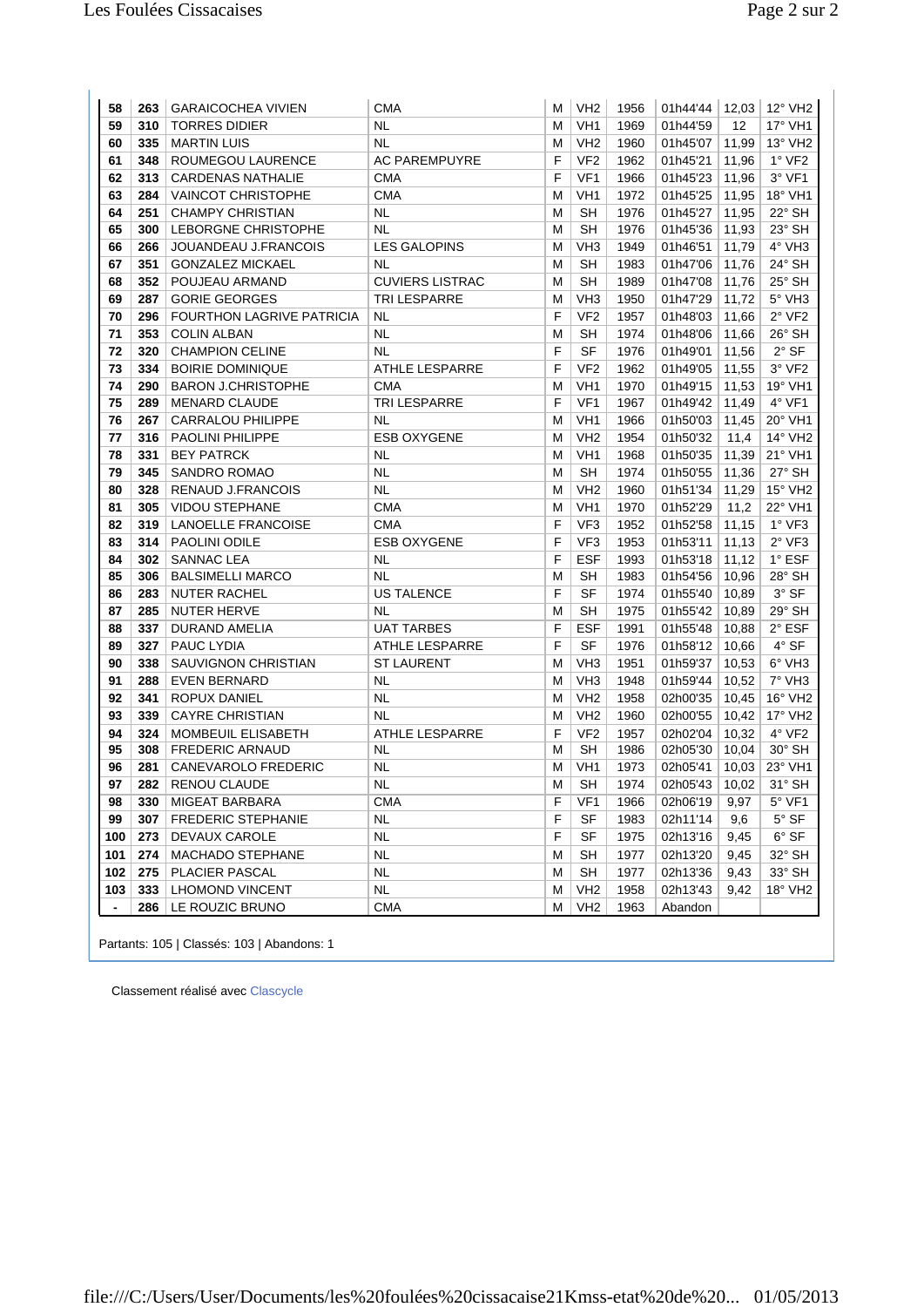| | | | | | | | | | |
|---|---|---|---|---|---|---|---|---|---|
| 58 | 263 | GARAICOCHEA VIVIEN | CMA | M | VH2 | 1956 | 01h44'44 | 12,03 | 12° VH2 |
| 59 | 310 | TORRES DIDIER | NL | M | VH1 | 1969 | 01h44'59 | 12 | 17° VH1 |
| 60 | 335 | MARTIN LUIS | NL | M | VH2 | 1960 | 01h45'07 | 11,99 | 13° VH2 |
| 61 | 348 | ROUMEGOU LAURENCE | AC PAREMPUYRE | F | VF2 | 1962 | 01h45'21 | 11,96 | 1° VF2 |
| 62 | 313 | CARDENAS NATHALIE | CMA | F | VF1 | 1966 | 01h45'23 | 11,96 | 3° VF1 |
| 63 | 284 | VAINCOT CHRISTOPHE | CMA | M | VH1 | 1972 | 01h45'25 | 11,95 | 18° VH1 |
| 64 | 251 | CHAMPY CHRISTIAN | NL | M | SH | 1976 | 01h45'27 | 11,95 | 22° SH |
| 65 | 300 | LEBORGNE CHRISTOPHE | NL | M | SH | 1976 | 01h45'36 | 11,93 | 23° SH |
| 66 | 266 | JOUANDEAU J.FRANCOIS | LES GALOPINS | M | VH3 | 1949 | 01h46'51 | 11,79 | 4° VH3 |
| 67 | 351 | GONZALEZ MICKAEL | NL | M | SH | 1983 | 01h47'06 | 11,76 | 24° SH |
| 68 | 352 | POUJEAU ARMAND | CUVIERS LISTRAC | M | SH | 1989 | 01h47'08 | 11,76 | 25° SH |
| 69 | 287 | GORIE GEORGES | TRI LESPARRE | M | VH3 | 1950 | 01h47'29 | 11,72 | 5° VH3 |
| 70 | 296 | FOURTHON LAGRIVE PATRICIA | NL | F | VF2 | 1957 | 01h48'03 | 11,66 | 2° VF2 |
| 71 | 353 | COLIN ALBAN | NL | M | SH | 1974 | 01h48'06 | 11,66 | 26° SH |
| 72 | 320 | CHAMPION CELINE | NL | F | SF | 1976 | 01h49'01 | 11,56 | 2° SF |
| 73 | 334 | BOIRIE DOMINIQUE | ATHLE LESPARRE | F | VF2 | 1962 | 01h49'05 | 11,55 | 3° VF2 |
| 74 | 290 | BARON J.CHRISTOPHE | CMA | M | VH1 | 1970 | 01h49'15 | 11,53 | 19° VH1 |
| 75 | 289 | MENARD CLAUDE | TRI LESPARRE | F | VF1 | 1967 | 01h49'42 | 11,49 | 4° VF1 |
| 76 | 267 | CARRALOU PHILIPPE | NL | M | VH1 | 1966 | 01h50'03 | 11,45 | 20° VH1 |
| 77 | 316 | PAOLINI PHILIPPE | ESB OXYGENE | M | VH2 | 1954 | 01h50'32 | 11,4 | 14° VH2 |
| 78 | 331 | BEY PATRCK | NL | M | VH1 | 1968 | 01h50'35 | 11,39 | 21° VH1 |
| 79 | 345 | SANDRO ROMAO | NL | M | SH | 1974 | 01h50'55 | 11,36 | 27° SH |
| 80 | 328 | RENAUD J.FRANCOIS | NL | M | VH2 | 1960 | 01h51'34 | 11,29 | 15° VH2 |
| 81 | 305 | VIDOU STEPHANE | CMA | M | VH1 | 1970 | 01h52'29 | 11,2 | 22° VH1 |
| 82 | 319 | LANOELLE FRANCOISE | CMA | F | VF3 | 1952 | 01h52'58 | 11,15 | 1° VF3 |
| 83 | 314 | PAOLINI ODILE | ESB OXYGENE | F | VF3 | 1953 | 01h53'11 | 11,13 | 2° VF3 |
| 84 | 302 | SANNAC LEA | NL | F | ESF | 1993 | 01h53'18 | 11,12 | 1° ESF |
| 85 | 306 | BALSIMELLI MARCO | NL | M | SH | 1983 | 01h54'56 | 10,96 | 28° SH |
| 86 | 283 | NUTER RACHEL | US TALENCE | F | SF | 1974 | 01h55'40 | 10,89 | 3° SF |
| 87 | 285 | NUTER HERVE | NL | M | SH | 1975 | 01h55'42 | 10,89 | 29° SH |
| 88 | 337 | DURAND AMELIA | UAT TARBES | F | ESF | 1991 | 01h55'48 | 10,88 | 2° ESF |
| 89 | 327 | PAUC LYDIA | ATHLE LESPARRE | F | SF | 1976 | 01h58'12 | 10,66 | 4° SF |
| 90 | 338 | SAUVIGNON CHRISTIAN | ST LAURENT | M | VH3 | 1951 | 01h59'37 | 10,53 | 6° VH3 |
| 91 | 288 | EVEN BERNARD | NL | M | VH3 | 1948 | 01h59'44 | 10,52 | 7° VH3 |
| 92 | 341 | ROPUX DANIEL | NL | M | VH2 | 1958 | 02h00'35 | 10,45 | 16° VH2 |
| 93 | 339 | CAYRE CHRISTIAN | NL | M | VH2 | 1960 | 02h00'55 | 10,42 | 17° VH2 |
| 94 | 324 | MOMBEUIL ELISABETH | ATHLE LESPARRE | F | VF2 | 1957 | 02h02'04 | 10,32 | 4° VF2 |
| 95 | 308 | FREDERIC ARNAUD | NL | M | SH | 1986 | 02h05'30 | 10,04 | 30° SH |
| 96 | 281 | CANEVAROLO FREDERIC | NL | M | VH1 | 1973 | 02h05'41 | 10,03 | 23° VH1 |
| 97 | 282 | RENOU CLAUDE | NL | M | SH | 1974 | 02h05'43 | 10,02 | 31° SH |
| 98 | 330 | MIGEAT BARBARA | CMA | F | VF1 | 1966 | 02h06'19 | 9,97 | 5° VF1 |
| 99 | 307 | FREDERIC STEPHANIE | NL | F | SF | 1983 | 02h11'14 | 9,6 | 5° SF |
| 100 | 273 | DEVAUX CAROLE | NL | F | SF | 1975 | 02h13'16 | 9,45 | 6° SF |
| 101 | 274 | MACHADO STEPHANE | NL | M | SH | 1977 | 02h13'20 | 9,45 | 32° SH |
| 102 | 275 | PLACIER PASCAL | NL | M | SH | 1977 | 02h13'36 | 9,43 | 33° SH |
| 103 | 333 | LHOMOND VINCENT | NL | M | VH2 | 1958 | 02h13'43 | 9,42 | 18° VH2 |
| - | 286 | LE ROUZIC BRUNO | CMA | M | VH2 | 1963 | Abandon | | |

Partants: 105 | Classés: 103 | Abandons: 1

Classement réalisé avec Clascycle